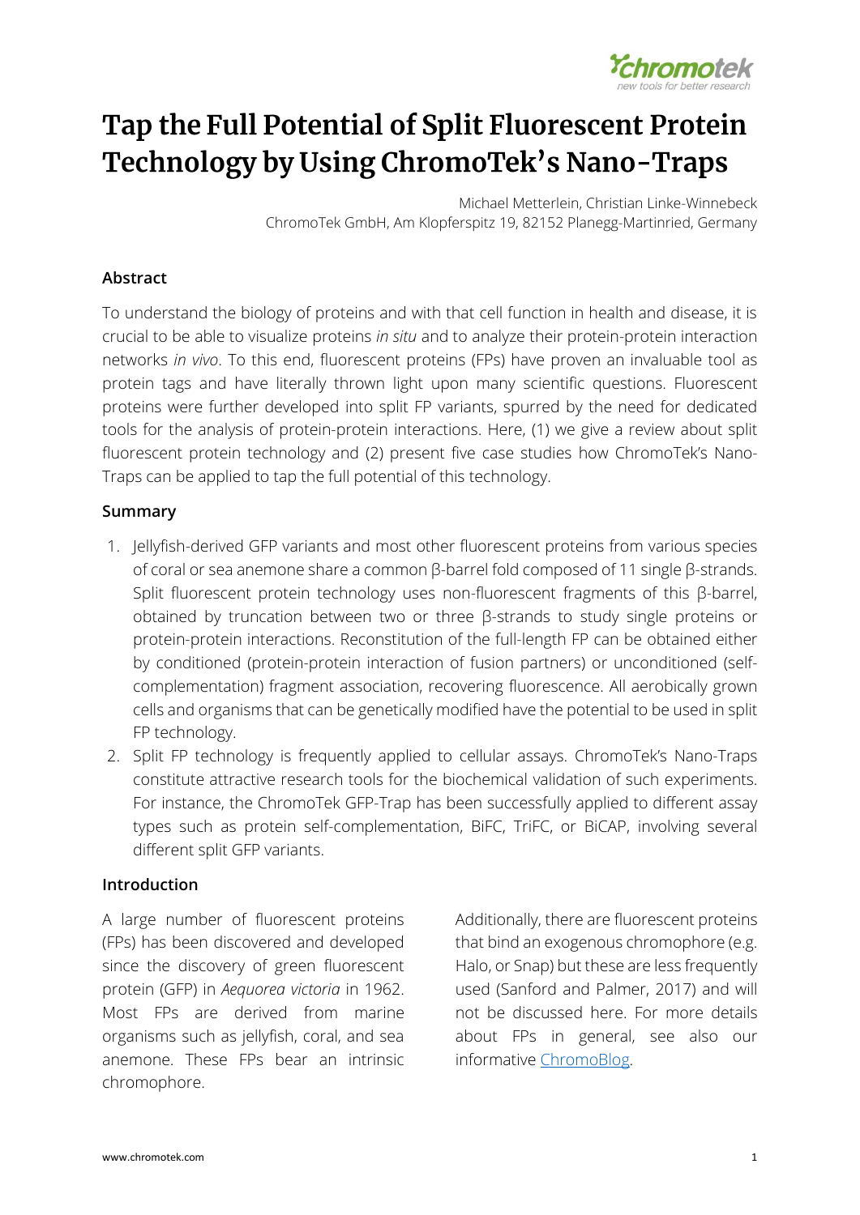# Tap the Full Potential of Split Fluorescent Protein Technology by Using ChromoTek's Nano-Traps

Michael Metterlein, Christian Linke-Winnebeck
ChromoTek GmbH, Am Klopferspitz 19, 82152 Planegg-Martinried, Germany

## Abstract

To understand the biology of proteins and with that cell function in health and disease, it is crucial to be able to visualize proteins *in situ* and to analyze their protein-protein interaction networks *in vivo*. To this end, fluorescent proteins (FPs) have proven an invaluable tool as protein tags and have literally thrown light upon many scientific questions. Fluorescent proteins were further developed into split FP variants, spurred by the need for dedicated tools for the analysis of protein-protein interactions. Here, (1) we give a review about split fluorescent protein technology and (2) present five case studies how ChromoTek's Nano-Traps can be applied to tap the full potential of this technology.

## Summary

1. Jellyfish-derived GFP variants and most other fluorescent proteins from various species of coral or sea anemone share a common β-barrel fold composed of 11 single β-strands. Split fluorescent protein technology uses non-fluorescent fragments of this β-barrel, obtained by truncation between two or three β-strands to study single proteins or protein-protein interactions. Reconstitution of the full-length FP can be obtained either by conditioned (protein-protein interaction of fusion partners) or unconditioned (self-complementation) fragment association, recovering fluorescence. All aerobically grown cells and organisms that can be genetically modified have the potential to be used in split FP technology.
2. Split FP technology is frequently applied to cellular assays. ChromoTek's Nano-Traps constitute attractive research tools for the biochemical validation of such experiments. For instance, the ChromoTek GFP-Trap has been successfully applied to different assay types such as protein self-complementation, BiFC, TriFC, or BiCAP, involving several different split GFP variants.

## Introduction

A large number of fluorescent proteins (FPs) has been discovered and developed since the discovery of green fluorescent protein (GFP) in *Aequorea victoria* in 1962. Most FPs are derived from marine organisms such as jellyfish, coral, and sea anemone. These FPs bear an intrinsic chromophore.

Additionally, there are fluorescent proteins that bind an exogenous chromophore (e.g. Halo, or Snap) but these are less frequently used (Sanford and Palmer, 2017) and will not be discussed here. For more details about FPs in general, see also our informative ChromoBlog.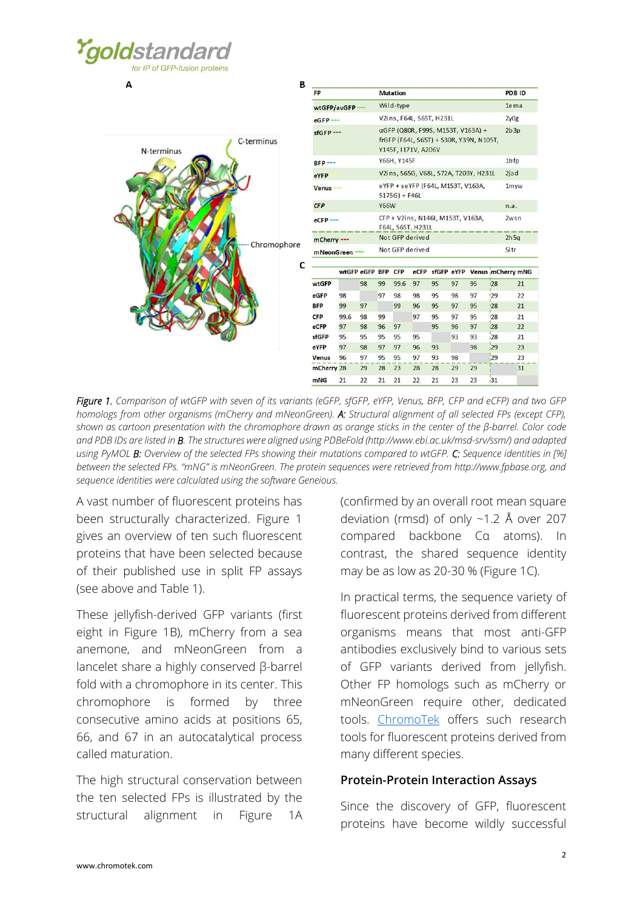**A**

**B**

| FP | Mutation | PDB ID |
|---|---|---|
| wtGFP/avGFP | Wild-type | 1ema |
| eGFP | V2ins, F64L, S65T, H231L | 2y0g |
| sfGFP | αGFP (Q80R, F99S, M153T, V163A) + frGFP (F64L, S65T) + S30R, Y39N, N105T, Y145F, I171V, A206V | 2b3p |
| BFP | Y66H, Y145F | 1bfp |
| eYFP | V2ins, S65G, V68L, S72A, T203Y, H231L | 2jad |
| Venus | eYFP + seYFP (F64L, M153T, V163A, S175G) + F46L | 1myw |
| CFP | Y66W | n.a. |
| eCFP | CFP + V2ins, N146I, M153T, V163A, F64L, S65T, H231L | 2wsn |
| mCherry | Not GFP derived | 2h5q |
| mNeonGreen | Not GFP derived | 5ltr |

**C**

| | wtGFP | eGFP | BFP | CFP | eCFP | sfGFP | eYFP | Venus | mCherry | mNG |
|---|---|---|---|---|---|---|---|---|---|---|
| wtGFP | | 98 | 99 | 99.6 | 97 | 95 | 97 | 95 | 28 | 21 |
| eGFP | 98 | | 97 | 98 | 98 | 95 | 98 | 97 | 29 | 22 |
| BFP | 99 | 97 | | 99 | 96 | 95 | 97 | 95 | 28 | 21 |
| CFP | 99.6 | 98 | 99 | | 97 | 95 | 97 | 95 | 28 | 21 |
| eCFP | 97 | 98 | 96 | 97 | | 95 | 96 | 97 | 28 | 22 |
| sfGFP | 95 | 95 | 95 | 95 | 95 | | 93 | 93 | 28 | 21 |
| eYFP | 97 | 98 | 97 | 97 | 96 | 93 | | 98 | 29 | 23 |
| Venus | 96 | 97 | 95 | 95 | 97 | 93 | 98 | | 29 | 23 |
| mCherry | 28 | 29 | 28 | 23 | 28 | 28 | 29 | 29 | | 31 |
| mNG | 21 | 22 | 21 | 21 | 22 | 21 | 23 | 23 | 31 | |

*Figure 1. Comparison of wtGFP with seven of its variants (eGFP, sfGFP, eYFP, Venus, BFP, CFP and eCFP) and two GFP homologs from other organisms (mCherry and mNeonGreen). A: Structural alignment of all selected FPs (except CFP), shown as cartoon presentation with the chromophore drawn as orange sticks in the center of the β-barrel. Color code and PDB IDs are listed in B. The structures were aligned using PDBeFold (http://www.ebi.ac.uk/msd-srv/ssm/) and adapted using PyMOL B: Overview of the selected FPs showing their mutations compared to wtGFP. C: Sequence identities in [%] between the selected FPs. "mNG" is mNeonGreen. The protein sequences were retrieved from http://www.fpbase.org, and sequence identities were calculated using the software Geneious.*

A vast number of fluorescent proteins has been structurally characterized. Figure 1 gives an overview of ten such fluorescent proteins that have been selected because of their published use in split FP assays (see above and Table 1).

These jellyfish-derived GFP variants (first eight in Figure 1B), mCherry from a sea anemone, and mNeonGreen from a lancelet share a highly conserved β-barrel fold with a chromophore in its center. This chromophore is formed by three consecutive amino acids at positions 65, 66, and 67 in an autocatalytical process called maturation.

The high structural conservation between the ten selected FPs is illustrated by the structural alignment in Figure 1A (confirmed by an overall root mean square deviation (rmsd) of only ~1.2 Å over 207 compared backbone Cα atoms). In contrast, the shared sequence identity may be as low as 20-30 % (Figure 1C).

In practical terms, the sequence variety of fluorescent proteins derived from different organisms means that most anti-GFP antibodies exclusively bind to various sets of GFP variants derived from jellyfish. Other FP homologs such as mCherry or mNeonGreen require other, dedicated tools. ChromoTek offers such research tools for fluorescent proteins derived from many different species.

## Protein-Protein Interaction Assays

Since the discovery of GFP, fluorescent proteins have become wildly successful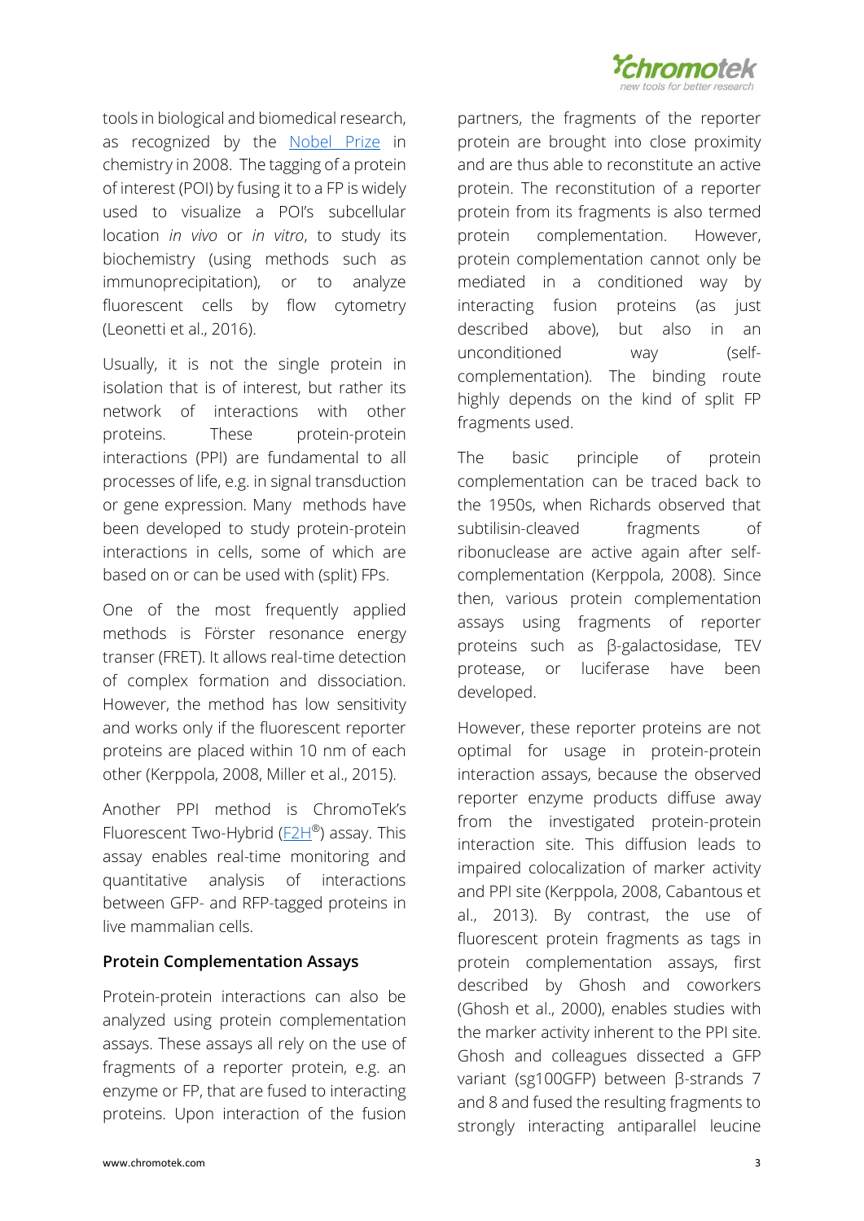tools in biological and biomedical research, as recognized by the [Nobel Prize](#) in chemistry in 2008. The tagging of a protein of interest (POI) by fusing it to a FP is widely used to visualize a POI's subcellular location *in vivo* or *in vitro*, to study its biochemistry (using methods such as immunoprecipitation), or to analyze fluorescent cells by flow cytometry (Leonetti et al., 2016).

Usually, it is not the single protein in isolation that is of interest, but rather its network of interactions with other proteins. These protein-protein interactions (PPI) are fundamental to all processes of life, e.g. in signal transduction or gene expression. Many methods have been developed to study protein-protein interactions in cells, some of which are based on or can be used with (split) FPs.

One of the most frequently applied methods is Förster resonance energy transer (FRET). It allows real-time detection of complex formation and dissociation. However, the method has low sensitivity and works only if the fluorescent reporter proteins are placed within 10 nm of each other (Kerppola, 2008, Miller et al., 2015).

Another PPI method is ChromoTek's Fluorescent Two-Hybrid (F2H®) assay. This assay enables real-time monitoring and quantitative analysis of interactions between GFP- and RFP-tagged proteins in live mammalian cells.

**Protein Complementation Assays**

Protein-protein interactions can also be analyzed using protein complementation assays. These assays all rely on the use of fragments of a reporter protein, e.g. an enzyme or FP, that are fused to interacting proteins. Upon interaction of the fusion partners, the fragments of the reporter protein are brought into close proximity and are thus able to reconstitute an active protein. The reconstitution of a reporter protein from its fragments is also termed protein complementation. However, protein complementation cannot only be mediated in a conditioned way by interacting fusion proteins (as just described above), but also in an unconditioned way (self-complementation). The binding route highly depends on the kind of split FP fragments used.

The basic principle of protein complementation can be traced back to the 1950s, when Richards observed that subtilisin-cleaved fragments of ribonuclease are active again after self-complementation (Kerppola, 2008). Since then, various protein complementation assays using fragments of reporter proteins such as β-galactosidase, TEV protease, or luciferase have been developed.

However, these reporter proteins are not optimal for usage in protein-protein interaction assays, because the observed reporter enzyme products diffuse away from the investigated protein-protein interaction site. This diffusion leads to impaired colocalization of marker activity and PPI site (Kerppola, 2008, Cabantous et al., 2013). By contrast, the use of fluorescent protein fragments as tags in protein complementation assays, first described by Ghosh and coworkers (Ghosh et al., 2000), enables studies with the marker activity inherent to the PPI site. Ghosh and colleagues dissected a GFP variant (sg100GFP) between β-strands 7 and 8 and fused the resulting fragments to strongly interacting antiparallel leucine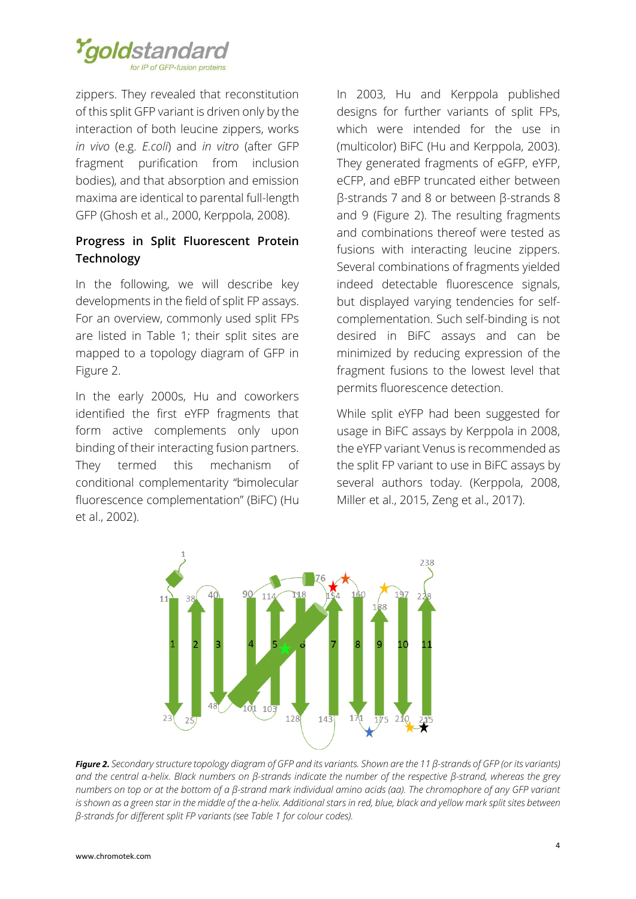zippers. They revealed that reconstitution of this split GFP variant is driven only by the interaction of both leucine zippers, works *in vivo* (e.g. *E.coli*) and *in vitro* (after GFP fragment purification from inclusion bodies), and that absorption and emission maxima are identical to parental full-length GFP (Ghosh et al., 2000, Kerppola, 2008).

## Progress in Split Fluorescent Protein Technology

In the following, we will describe key developments in the field of split FP assays. For an overview, commonly used split FPs are listed in Table 1; their split sites are mapped to a topology diagram of GFP in Figure 2.

In the early 2000s, Hu and coworkers identified the first eYFP fragments that form active complements only upon binding of their interacting fusion partners. They termed this mechanism of conditional complementarity "bimolecular fluorescence complementation" (BiFC) (Hu et al., 2002).

In 2003, Hu and Kerppola published designs for further variants of split FPs, which were intended for the use in (multicolor) BiFC (Hu and Kerppola, 2003). They generated fragments of eGFP, eYFP, eCFP, and eBFP truncated either between β-strands 7 and 8 or between β-strands 8 and 9 (Figure 2). The resulting fragments and combinations thereof were tested as fusions with interacting leucine zippers. Several combinations of fragments yielded indeed detectable fluorescence signals, but displayed varying tendencies for self-complementation. Such self-binding is not desired in BiFC assays and can be minimized by reducing expression of the fragment fusions to the lowest level that permits fluorescence detection.

While split eYFP had been suggested for usage in BiFC assays by Kerppola in 2008, the eYFP variant Venus is recommended as the split FP variant to use in BiFC assays by several authors today. (Kerppola, 2008, Miller et al., 2015, Zeng et al., 2017).

***Figure 2.*** *Secondary structure topology diagram of GFP and its variants. Shown are the 11 β-strands of GFP (or its variants) and the central α-helix. Black numbers on β-strands indicate the number of the respective β-strand, whereas the grey numbers on top or at the bottom of a β-strand mark individual amino acids (aa). The chromophore of any GFP variant is shown as a green star in the middle of the α-helix. Additional stars in red, blue, black and yellow mark split sites between β-strands for different split FP variants (see Table 1 for colour codes).*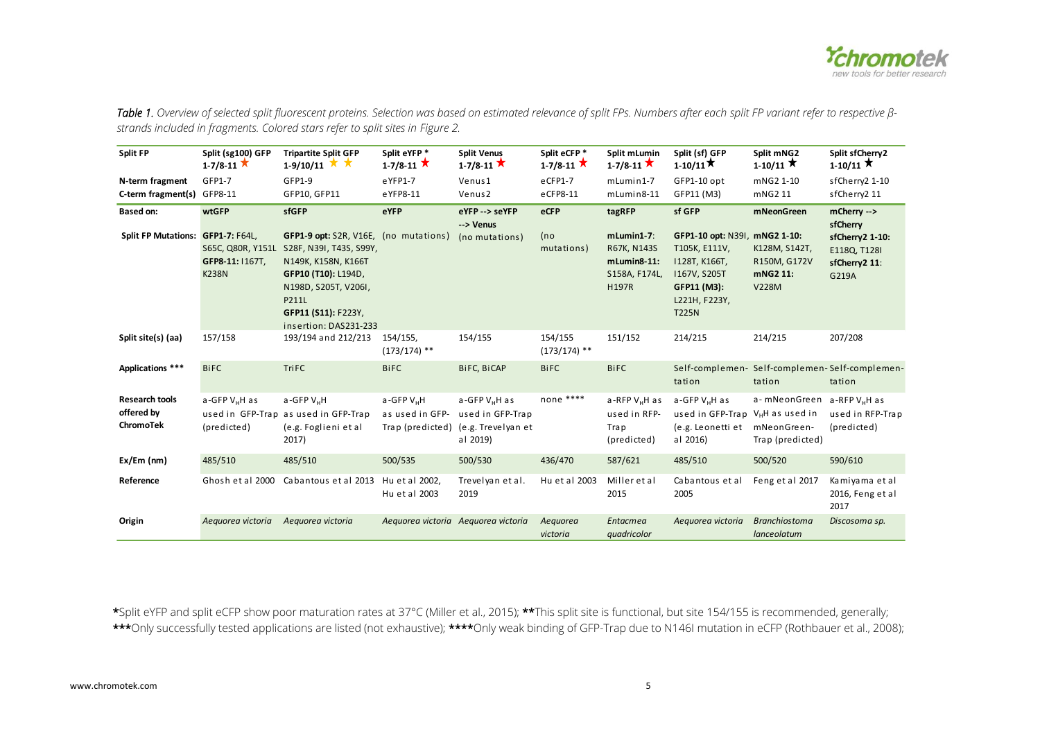*Table 1. Overview of selected split fluorescent proteins. Selection was based on estimated relevance of split FPs. Numbers after each split FP variant refer to respective β-strands included in fragments. Colored stars refer to split sites in Figure 2.*

| Split FP | Split (sg100) GFP 1-7/8-11 ★ | Tripartite Split GFP 1-9/10/11 ★ ★ | Split eYFP * 1-7/8-11 ★ | Split Venus 1-7/8-11 ★ | Split eCFP * 1-7/8-11 ★ | Split mLumin 1-7/8-11 ★ | Split (sf) GFP 1-10/11 ★ | Split mNG2 1-10/11 ★ | Split sfCherry2 1-10/11 ★ |
|---|---|---|---|---|---|---|---|---|---|
| N-term fragment | GFP1-7 | GFP1-9 | eYFP1-7 | Venus1 | eCFP1-7 | mLumin1-7 | GFP1-10 opt | mNG2 1-10 | sfCherry2 1-10 |
| C-term fragment(s) | GFP8-11 | GFP10, GFP11 | eYFP8-11 | Venus2 | eCFP8-11 | mLumin8-11 | GFP11 (M3) | mNG2 11 | sfCherry2 11 |
| **Based on:** | **wtGFP** | **sfGFP** | **eYFP** | **eYFP --> seYFP --> Venus** | **eCFP** | **tagRFP** | **sf GFP** | **mNeonGreen** | **mCherry --> sfCherry** |
| **Split FP Mutations:** | **GFP1-7:** F64L, S65C, Q80R, Y151L **GFP8-11:** I167T, K238N | **GFP1-9 opt:** S2R, V16E, S28F, N39I, T43S, S99Y, N149K, K158N, K166T **GFP10 (T10):** L194D, N198D, S205T, V206I, P211L **GFP11 (S11):** F223Y, insertion: DAS231-233 | (no mutations) | (no mutations) | (no mutations) | **mLumin1-7**: R67K, N143S **mLumin8-11:** S158A, F174L, H197R | **GFP1-10 opt:** N39I, T105K, E111V, I128T, K166T, I167V, S205T **GFP11 (M3):** L221H, F223Y, T225N | **mNG2 1-10:** K128M, S142T, R150M, G172V **mNG2 11:** V228M | **sfCherry2 1-10:** E118Q, T128I **sfCherry2 11**: G219A |
| **Split site(s) (aa)** | 157/158 | 193/194 and 212/213 | 154/155, (173/174) ** | 154/155 | 154/155 (173/174) ** | 151/152 | 214/215 | 214/215 | 207/208 |
| **Applications \*\*\*** | BiFC | TriFC | BiFC | BiFC, BiCAP | BiFC | BiFC | Self-complementation | Self-complementation | Self-complementation |
| **Research tools offered by ChromoTek** | a-GFP $V_HH$ as used in GFP-Trap (predicted) | a-GFP $V_HH$ as used in GFP-Trap (e.g. Foglieni et al 2017) | a-GFP $V_HH$ as used in GFP-Trap (predicted) | a-GFP $V_HH$ as used in GFP-Trap (e.g. Trevelyan et al 2019) | none \*\*\*\* | a-RFP $V_HH$ as used in RFP-Trap (predicted) | a-GFP $V_HH$ as used in GFP-Trap (e.g. Leonetti et al 2016) | a- mNeonGreen $V_HH$ as used in mNeonGreen-Trap (predicted) | a-RFP $V_HH$ as used in RFP-Trap (predicted) |
| **Ex/Em (nm)** | 485/510 | 485/510 | 500/535 | 500/530 | 436/470 | 587/621 | 485/510 | 500/520 | 590/610 |
| **Reference** | Ghosh et al 2000 | Cabantous et al 2013 | Hu et al 2002, Hu et al 2003 | Trevelyan et al. 2019 | Hu et al 2003 | Miller et al 2015 | Cabantous et al 2005 | Feng et al 2017 | Kamiyama et al 2016, Feng et al 2017 |
| **Origin** | *Aequorea victoria* | *Aequorea victoria* | *Aequorea victoria* | *Aequorea victoria* | *Aequorea victoria* | *Entacmea quadricolor* | *Aequorea victoria* | *Branchiostoma lanceolatum* | *Discosoma sp.* |

**\***Split eYFP and split eCFP show poor maturation rates at 37°C (Miller et al., 2015); **\*\***This split site is functional, but site 154/155 is recommended, generally; **\*\*\***Only successfully tested applications are listed (not exhaustive); **\*\*\*\***Only weak binding of GFP-Trap due to N146I mutation in eCFP (Rothbauer et al., 2008);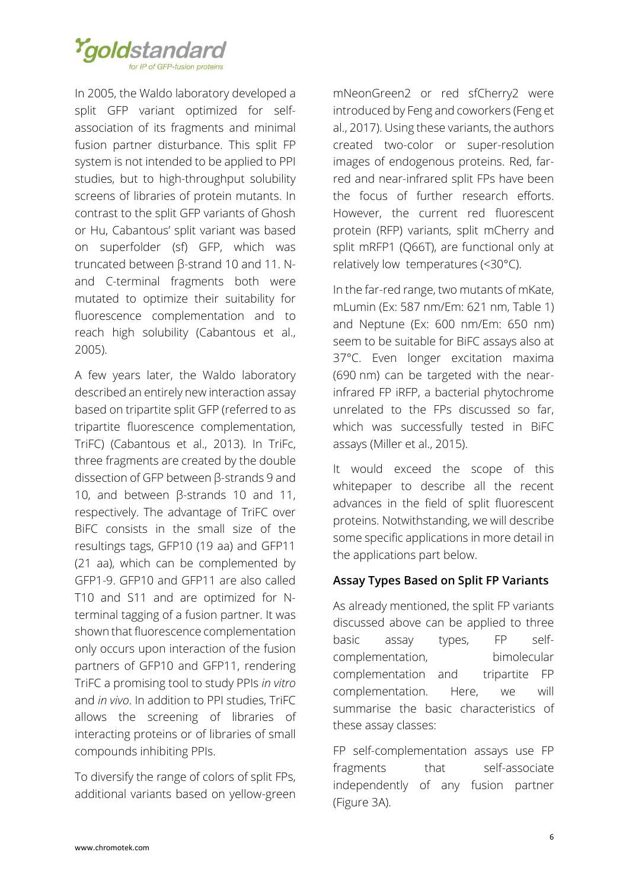In 2005, the Waldo laboratory developed a split GFP variant optimized for self-association of its fragments and minimal fusion partner disturbance. This split FP system is not intended to be applied to PPI studies, but to high-throughput solubility screens of libraries of protein mutants. In contrast to the split GFP variants of Ghosh or Hu, Cabantous' split variant was based on superfolder (sf) GFP, which was truncated between β-strand 10 and 11. N- and C-terminal fragments both were mutated to optimize their suitability for fluorescence complementation and to reach high solubility (Cabantous et al., 2005).

A few years later, the Waldo laboratory described an entirely new interaction assay based on tripartite split GFP (referred to as tripartite fluorescence complementation, TriFC) (Cabantous et al., 2013). In TriFc, three fragments are created by the double dissection of GFP between β-strands 9 and 10, and between β-strands 10 and 11, respectively. The advantage of TriFC over BiFC consists in the small size of the resultings tags, GFP10 (19 aa) and GFP11 (21 aa), which can be complemented by GFP1-9. GFP10 and GFP11 are also called T10 and S11 and are optimized for N-terminal tagging of a fusion partner. It was shown that fluorescence complementation only occurs upon interaction of the fusion partners of GFP10 and GFP11, rendering TriFC a promising tool to study PPIs *in vitro* and *in vivo*. In addition to PPI studies, TriFC allows the screening of libraries of interacting proteins or of libraries of small compounds inhibiting PPIs.

To diversify the range of colors of split FPs, additional variants based on yellow-green mNeonGreen2 or red sfCherry2 were introduced by Feng and coworkers (Feng et al., 2017). Using these variants, the authors created two-color or super-resolution images of endogenous proteins. Red, far-red and near-infrared split FPs have been the focus of further research efforts. However, the current red fluorescent protein (RFP) variants, split mCherry and split mRFP1 (Q66T), are functional only at relatively low temperatures (<30°C).

In the far-red range, two mutants of mKate, mLumin (Ex: 587 nm/Em: 621 nm, Table 1) and Neptune (Ex: 600 nm/Em: 650 nm) seem to be suitable for BiFC assays also at 37°C. Even longer excitation maxima (690 nm) can be targeted with the near-infrared FP iRFP, a bacterial phytochrome unrelated to the FPs discussed so far, which was successfully tested in BiFC assays (Miller et al., 2015).

It would exceed the scope of this whitepaper to describe all the recent advances in the field of split fluorescent proteins. Notwithstanding, we will describe some specific applications in more detail in the applications part below.

### Assay Types Based on Split FP Variants

As already mentioned, the split FP variants discussed above can be applied to three basic assay types, FP self-complementation, bimolecular complementation and tripartite FP complementation. Here, we will summarise the basic characteristics of these assay classes:

FP self-complementation assays use FP fragments that self-associate independently of any fusion partner (Figure 3A).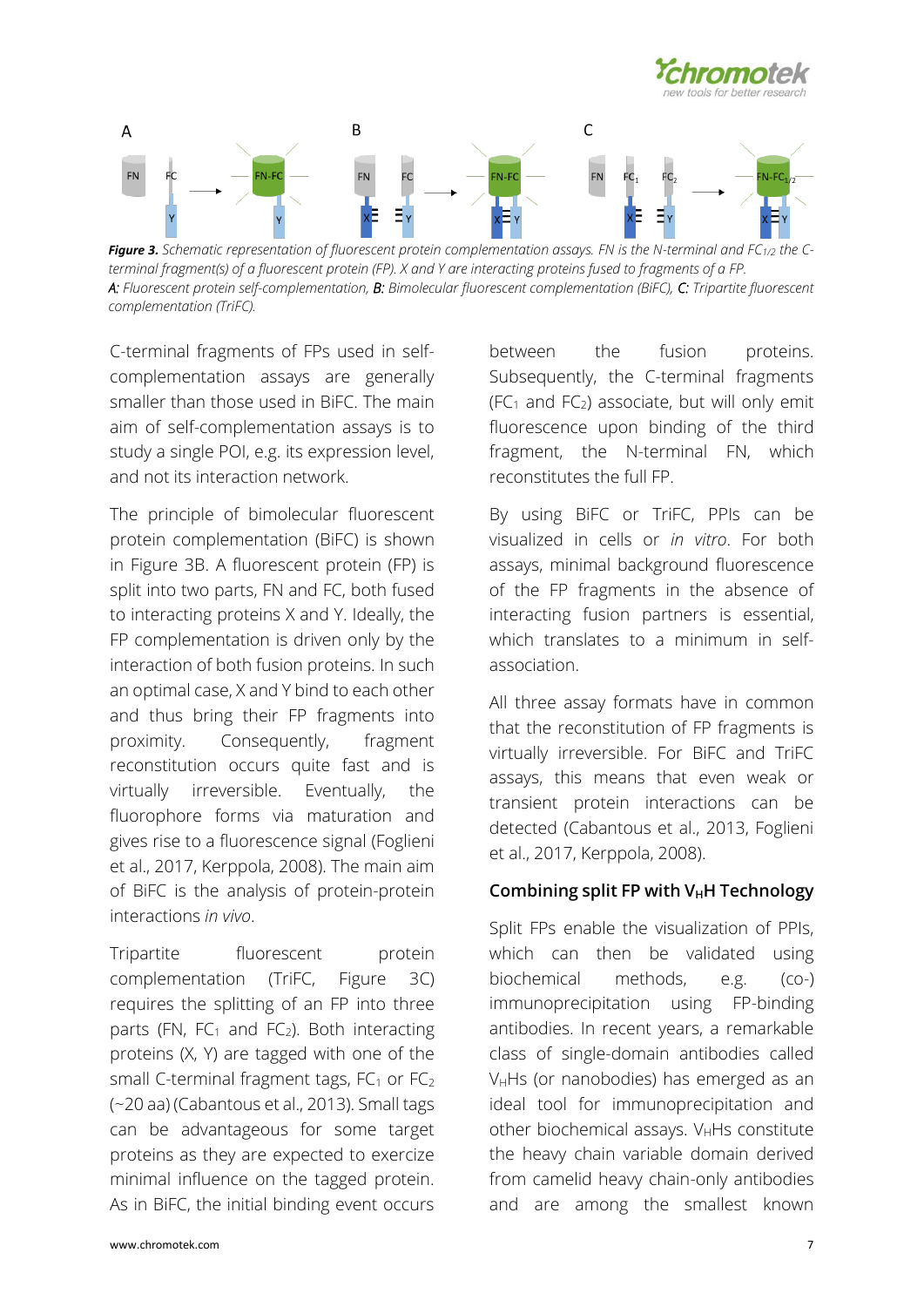***Figure 3.*** *Schematic representation of fluorescent protein complementation assays. FN is the N-terminal and $FC_{1/2}$ the C-terminal fragment(s) of a fluorescent protein (FP). X and Y are interacting proteins fused to fragments of a FP.*
***A:*** *Fluorescent protein self-complementation,* ***B:*** *Bimolecular fluorescent complementation (BiFC),* ***C:*** *Tripartite fluorescent complementation (TriFC).*

C-terminal fragments of FPs used in self-complementation assays are generally smaller than those used in BiFC. The main aim of self-complementation assays is to study a single POI, e.g. its expression level, and not its interaction network.

The principle of bimolecular fluorescent protein complementation (BiFC) is shown in Figure 3B. A fluorescent protein (FP) is split into two parts, FN and FC, both fused to interacting proteins X and Y. Ideally, the FP complementation is driven only by the interaction of both fusion proteins. In such an optimal case, X and Y bind to each other and thus bring their FP fragments into proximity. Consequently, fragment reconstitution occurs quite fast and is virtually irreversible. Eventually, the fluorophore forms via maturation and gives rise to a fluorescence signal (Foglieni et al., 2017, Kerppola, 2008). The main aim of BiFC is the analysis of protein-protein interactions *in vivo*.

Tripartite fluorescent protein complementation (TriFC, Figure 3C) requires the splitting of an FP into three parts (FN, $FC_1$ and $FC_2$). Both interacting proteins (X, Y) are tagged with one of the small C-terminal fragment tags, $FC_1$ or $FC_2$ (~20 aa) (Cabantous et al., 2013). Small tags can be advantageous for some target proteins as they are expected to exercize minimal influence on the tagged protein. As in BiFC, the initial binding event occurs between the fusion proteins. Subsequently, the C-terminal fragments ($FC_1$ and $FC_2$) associate, but will only emit fluorescence upon binding of the third fragment, the N-terminal FN, which reconstitutes the full FP.

By using BiFC or TriFC, PPIs can be visualized in cells or *in vitro*. For both assays, minimal background fluorescence of the FP fragments in the absence of interacting fusion partners is essential, which translates to a minimum in self-association.

All three assay formats have in common that the reconstitution of FP fragments is virtually irreversible. For BiFC and TriFC assays, this means that even weak or transient protein interactions can be detected (Cabantous et al., 2013, Foglieni et al., 2017, Kerppola, 2008).

## Combining split FP with $V_HH$ Technology

Split FPs enable the visualization of PPIs, which can then be validated using biochemical methods, e.g. (co-) immunoprecipitation using FP-binding antibodies. In recent years, a remarkable class of single-domain antibodies called $V_HH$s (or nanobodies) has emerged as an ideal tool for immunoprecipitation and other biochemical assays. $V_HH$s constitute the heavy chain variable domain derived from camelid heavy chain-only antibodies and are among the smallest known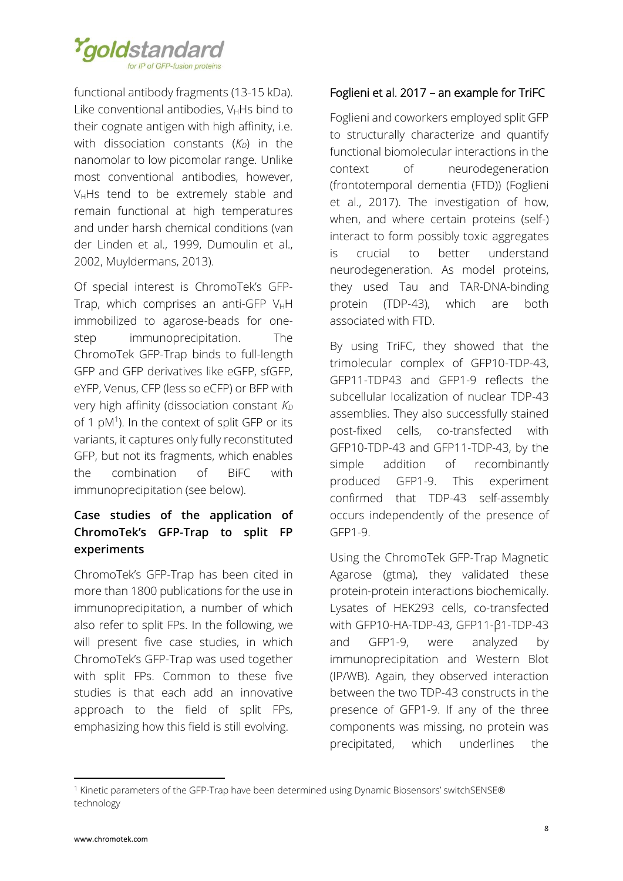functional antibody fragments (13-15 kDa). Like conventional antibodies, $V_H$Hs bind to their cognate antigen with high affinity, i.e. with dissociation constants ($K_D$) in the nanomolar to low picomolar range. Unlike most conventional antibodies, however, $V_H$Hs tend to be extremely stable and remain functional at high temperatures and under harsh chemical conditions (van der Linden et al., 1999, Dumoulin et al., 2002, Muyldermans, 2013).

Of special interest is ChromoTek's GFP-Trap, which comprises an anti-GFP $V_H$H immobilized to agarose-beads for one-step immunoprecipitation. The ChromoTek GFP-Trap binds to full-length GFP and GFP derivatives like eGFP, sfGFP, eYFP, Venus, CFP (less so eCFP) or BFP with very high affinity (dissociation constant $K_D$ of 1 pM[1]). In the context of split GFP or its variants, it captures only fully reconstituted GFP, but not its fragments, which enables the combination of BiFC with immunoprecipitation (see below).

## Case studies of the application of ChromoTek's GFP-Trap to split FP experiments

ChromoTek's GFP-Trap has been cited in more than 1800 publications for the use in immunoprecipitation, a number of which also refer to split FPs. In the following, we will present five case studies, in which ChromoTek's GFP-Trap was used together with split FPs. Common to these five studies is that each add an innovative approach to the field of split FPs, emphasizing how this field is still evolving.

### Foglieni et al. 2017 – an example for TriFC

Foglieni and coworkers employed split GFP to structurally characterize and quantify functional biomolecular interactions in the context of neurodegeneration (frontotemporal dementia (FTD)) (Foglieni et al., 2017). The investigation of how, when, and where certain proteins (self-) interact to form possibly toxic aggregates is crucial to better understand neurodegeneration. As model proteins, they used Tau and TAR-DNA-binding protein (TDP-43), which are both associated with FTD.

By using TriFC, they showed that the trimolecular complex of GFP10-TDP-43, GFP11-TDP43 and GFP1-9 reflects the subcellular localization of nuclear TDP-43 assemblies. They also successfully stained post-fixed cells, co-transfected with GFP10-TDP-43 and GFP11-TDP-43, by the simple addition of recombinantly produced GFP1-9. This experiment confirmed that TDP-43 self-assembly occurs independently of the presence of GFP1-9.

Using the ChromoTek GFP-Trap Magnetic Agarose (gtma), they validated these protein-protein interactions biochemically. Lysates of HEK293 cells, co-transfected with GFP10-HA-TDP-43, GFP11-β1-TDP-43 and GFP1-9, were analyzed by immunoprecipitation and Western Blot (IP/WB). Again, they observed interaction between the two TDP-43 constructs in the presence of GFP1-9. If any of the three components was missing, no protein was precipitated, which underlines the

[1] Kinetic parameters of the GFP-Trap have been determined using Dynamic Biosensors' switchSENSE® technology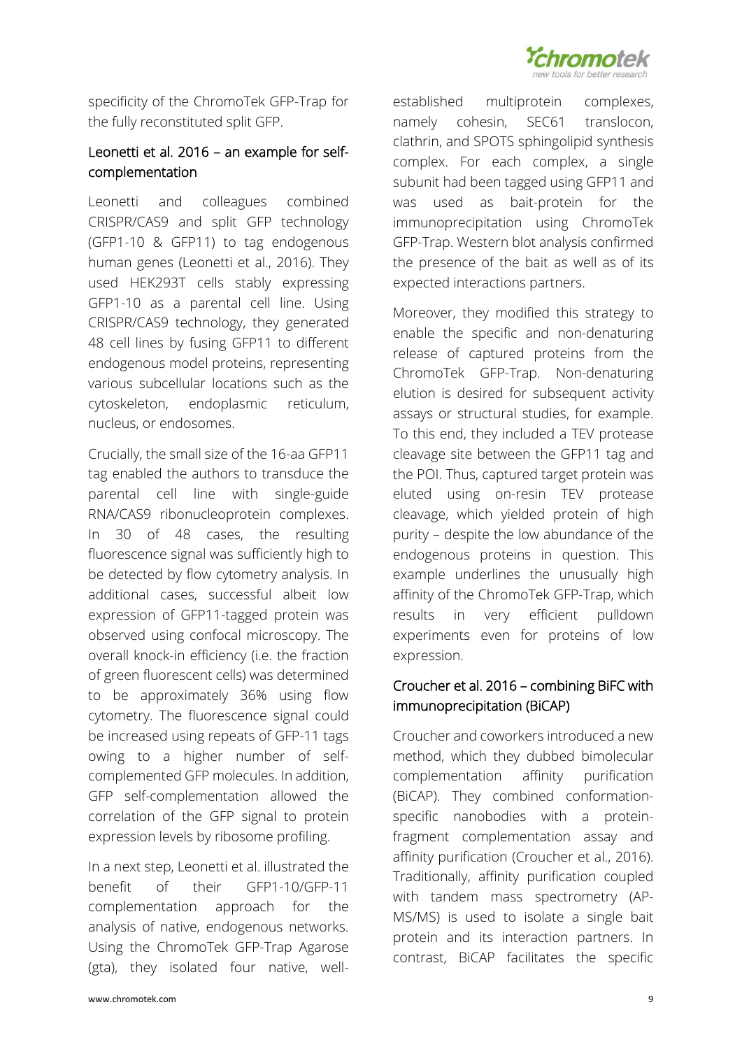specificity of the ChromoTek GFP-Trap for the fully reconstituted split GFP.

## Leonetti et al. 2016 – an example for self-complementation

Leonetti and colleagues combined CRISPR/CAS9 and split GFP technology (GFP1-10 & GFP11) to tag endogenous human genes (Leonetti et al., 2016). They used HEK293T cells stably expressing GFP1-10 as a parental cell line. Using CRISPR/CAS9 technology, they generated 48 cell lines by fusing GFP11 to different endogenous model proteins, representing various subcellular locations such as the cytoskeleton, endoplasmic reticulum, nucleus, or endosomes.

Crucially, the small size of the 16-aa GFP11 tag enabled the authors to transduce the parental cell line with single-guide RNA/CAS9 ribonucleoprotein complexes. In 30 of 48 cases, the resulting fluorescence signal was sufficiently high to be detected by flow cytometry analysis. In additional cases, successful albeit low expression of GFP11-tagged protein was observed using confocal microscopy. The overall knock-in efficiency (i.e. the fraction of green fluorescent cells) was determined to be approximately 36% using flow cytometry. The fluorescence signal could be increased using repeats of GFP-11 tags owing to a higher number of self-complemented GFP molecules. In addition, GFP self-complementation allowed the correlation of the GFP signal to protein expression levels by ribosome profiling.

In a next step, Leonetti et al. illustrated the benefit of their GFP1-10/GFP-11 complementation approach for the analysis of native, endogenous networks. Using the ChromoTek GFP-Trap Agarose (gta), they isolated four native, well-established multiprotein complexes, namely cohesin, SEC61 translocon, clathrin, and SPOTS sphingolipid synthesis complex. For each complex, a single subunit had been tagged using GFP11 and was used as bait-protein for the immunoprecipitation using ChromoTek GFP-Trap. Western blot analysis confirmed the presence of the bait as well as of its expected interactions partners.

Moreover, they modified this strategy to enable the specific and non-denaturing release of captured proteins from the ChromoTek GFP-Trap. Non-denaturing elution is desired for subsequent activity assays or structural studies, for example. To this end, they included a TEV protease cleavage site between the GFP11 tag and the POI. Thus, captured target protein was eluted using on-resin TEV protease cleavage, which yielded protein of high purity – despite the low abundance of the endogenous proteins in question. This example underlines the unusually high affinity of the ChromoTek GFP-Trap, which results in very efficient pulldown experiments even for proteins of low expression.

## Croucher et al. 2016 – combining BiFC with immunoprecipitation (BiCAP)

Croucher and coworkers introduced a new method, which they dubbed bimolecular complementation affinity purification (BiCAP). They combined conformation-specific nanobodies with a protein-fragment complementation assay and affinity purification (Croucher et al., 2016). Traditionally, affinity purification coupled with tandem mass spectrometry (AP-MS/MS) is used to isolate a single bait protein and its interaction partners. In contrast, BiCAP facilitates the specific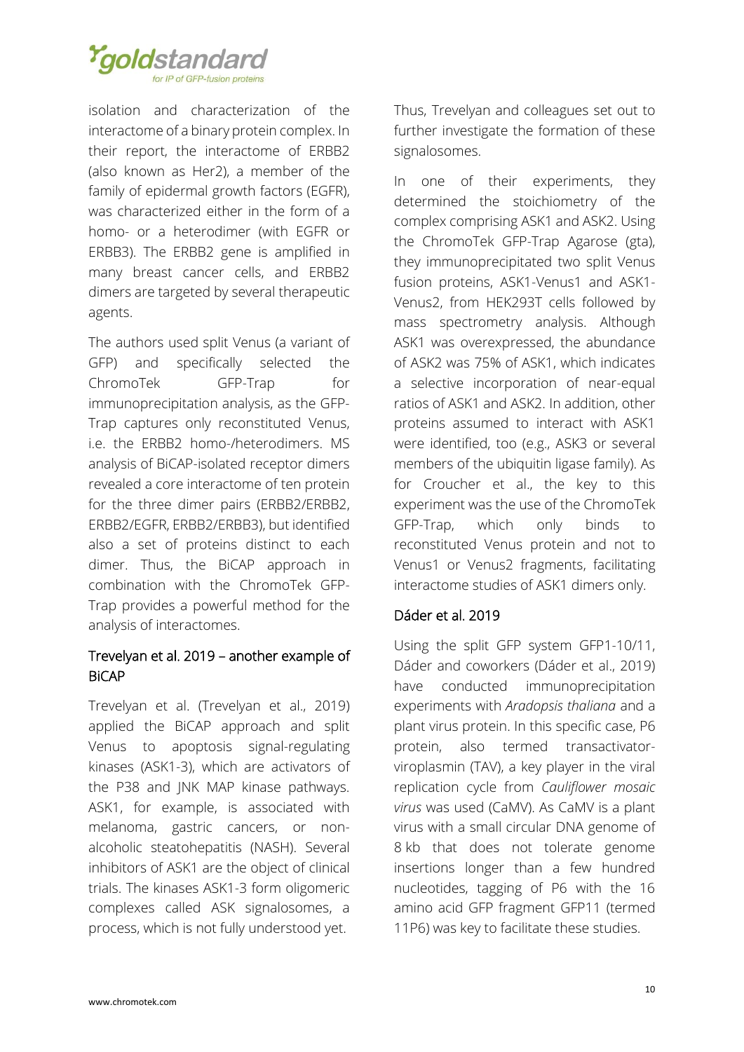isolation and characterization of the interactome of a binary protein complex. In their report, the interactome of ERBB2 (also known as Her2), a member of the family of epidermal growth factors (EGFR), was characterized either in the form of a homo- or a heterodimer (with EGFR or ERBB3). The ERBB2 gene is amplified in many breast cancer cells, and ERBB2 dimers are targeted by several therapeutic agents.

The authors used split Venus (a variant of GFP) and specifically selected the ChromoTek GFP-Trap for immunoprecipitation analysis, as the GFP-Trap captures only reconstituted Venus, i.e. the ERBB2 homo-/heterodimers. MS analysis of BiCAP-isolated receptor dimers revealed a core interactome of ten protein for the three dimer pairs (ERBB2/ERBB2, ERBB2/EGFR, ERBB2/ERBB3), but identified also a set of proteins distinct to each dimer. Thus, the BiCAP approach in combination with the ChromoTek GFP-Trap provides a powerful method for the analysis of interactomes.

## Trevelyan et al. 2019 – another example of BiCAP

Trevelyan et al. (Trevelyan et al., 2019) applied the BiCAP approach and split Venus to apoptosis signal-regulating kinases (ASK1-3), which are activators of the P38 and JNK MAP kinase pathways. ASK1, for example, is associated with melanoma, gastric cancers, or non-alcoholic steatohepatitis (NASH). Several inhibitors of ASK1 are the object of clinical trials. The kinases ASK1-3 form oligomeric complexes called ASK signalosomes, a process, which is not fully understood yet. Thus, Trevelyan and colleagues set out to further investigate the formation of these signalosomes.

In one of their experiments, they determined the stoichiometry of the complex comprising ASK1 and ASK2. Using the ChromoTek GFP-Trap Agarose (gta), they immunoprecipitated two split Venus fusion proteins, ASK1-Venus1 and ASK1-Venus2, from HEK293T cells followed by mass spectrometry analysis. Although ASK1 was overexpressed, the abundance of ASK2 was 75% of ASK1, which indicates a selective incorporation of near-equal ratios of ASK1 and ASK2. In addition, other proteins assumed to interact with ASK1 were identified, too (e.g., ASK3 or several members of the ubiquitin ligase family). As for Croucher et al., the key to this experiment was the use of the ChromoTek GFP-Trap, which only binds to reconstituted Venus protein and not to Venus1 or Venus2 fragments, facilitating interactome studies of ASK1 dimers only.

## Dáder et al. 2019

Using the split GFP system GFP1-10/11, Dáder and coworkers (Dáder et al., 2019) have conducted immunoprecipitation experiments with *Aradopsis thaliana* and a plant virus protein. In this specific case, P6 protein, also termed transactivator-viroplasmin (TAV), a key player in the viral replication cycle from *Cauliflower mosaic virus* was used (CaMV). As CaMV is a plant virus with a small circular DNA genome of 8 kb that does not tolerate genome insertions longer than a few hundred nucleotides, tagging of P6 with the 16 amino acid GFP fragment GFP11 (termed 11P6) was key to facilitate these studies.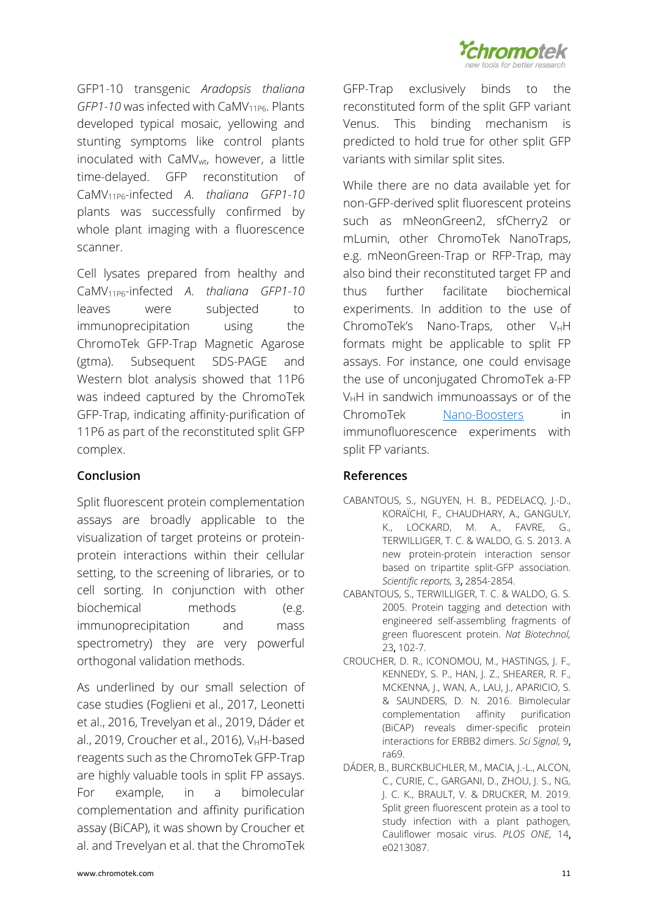GFP1-10 transgenic *Aradopsis thaliana GFP1-10* was infected with $CaMV_{11P6}$. Plants developed typical mosaic, yellowing and stunting symptoms like control plants inoculated with $CaMV_{wt}$, however, a little time-delayed. GFP reconstitution of $CaMV_{11P6}$-infected *A. thaliana GFP1-10* plants was successfully confirmed by whole plant imaging with a fluorescence scanner.

Cell lysates prepared from healthy and $CaMV_{11P6}$-infected *A. thaliana GFP1-10* leaves were subjected to immunoprecipitation using the ChromoTek GFP-Trap Magnetic Agarose (gtma). Subsequent SDS-PAGE and Western blot analysis showed that 11P6 was indeed captured by the ChromoTek GFP-Trap, indicating affinity-purification of 11P6 as part of the reconstituted split GFP complex.

## Conclusion

Split fluorescent protein complementation assays are broadly applicable to the visualization of target proteins or protein-protein interactions within their cellular setting, to the screening of libraries, or to cell sorting. In conjunction with other biochemical methods (e.g. immunoprecipitation and mass spectrometry) they are very powerful orthogonal validation methods.

As underlined by our small selection of case studies (Foglieni et al., 2017, Leonetti et al., 2016, Trevelyan et al., 2019, Dáder et al., 2019, Croucher et al., 2016), $V_HH$-based reagents such as the ChromoTek GFP-Trap are highly valuable tools in split FP assays. For example, in a bimolecular complementation and affinity purification assay (BiCAP), it was shown by Croucher et al. and Trevelyan et al. that the ChromoTek GFP-Trap exclusively binds to the reconstituted form of the split GFP variant Venus. This binding mechanism is predicted to hold true for other split GFP variants with similar split sites.

While there are no data available yet for non-GFP-derived split fluorescent proteins such as mNeonGreen2, sfCherry2 or mLumin, other ChromoTek NanoTraps, e.g. mNeonGreen-Trap or RFP-Trap, may also bind their reconstituted target FP and thus further facilitate biochemical experiments. In addition to the use of ChromoTek's Nano-Traps, other $V_HH$ formats might be applicable to split FP assays. For instance, one could envisage the use of unconjugated ChromoTek a-FP $V_HH$ in sandwich immunoassays or of the ChromoTek Nano-Boosters in immunofluorescence experiments with split FP variants.

## References

- CABANTOUS, S., NGUYEN, H. B., PEDELACQ, J.-D., KORAÏCHI, F., CHAUDHARY, A., GANGULY, K., LOCKARD, M. A., FAVRE, G., TERWILLIGER, T. C. & WALDO, G. S. 2013. A new protein-protein interaction sensor based on tripartite split-GFP association. *Scientific reports,* 3, 2854-2854.
- CABANTOUS, S., TERWILLIGER, T. C. & WALDO, G. S. 2005. Protein tagging and detection with engineered self-assembling fragments of green fluorescent protein. *Nat Biotechnol,* 23, 102-7.
- CROUCHER, D. R., ICONOMOU, M., HASTINGS, J. F., KENNEDY, S. P., HAN, J. Z., SHEARER, R. F., MCKENNA, J., WAN, A., LAU, J., APARICIO, S. & SAUNDERS, D. N. 2016. Bimolecular complementation affinity purification (BiCAP) reveals dimer-specific protein interactions for ERBB2 dimers. *Sci Signal,* 9, ra69.
- DÁDER, B., BURCKBUCHLER, M., MACIA, J.-L., ALCON, C., CURIE, C., GARGANI, D., ZHOU, J. S., NG, J. C. K., BRAULT, V. & DRUCKER, M. 2019. Split green fluorescent protein as a tool to study infection with a plant pathogen, Cauliflower mosaic virus. *PLOS ONE,* 14, e0213087.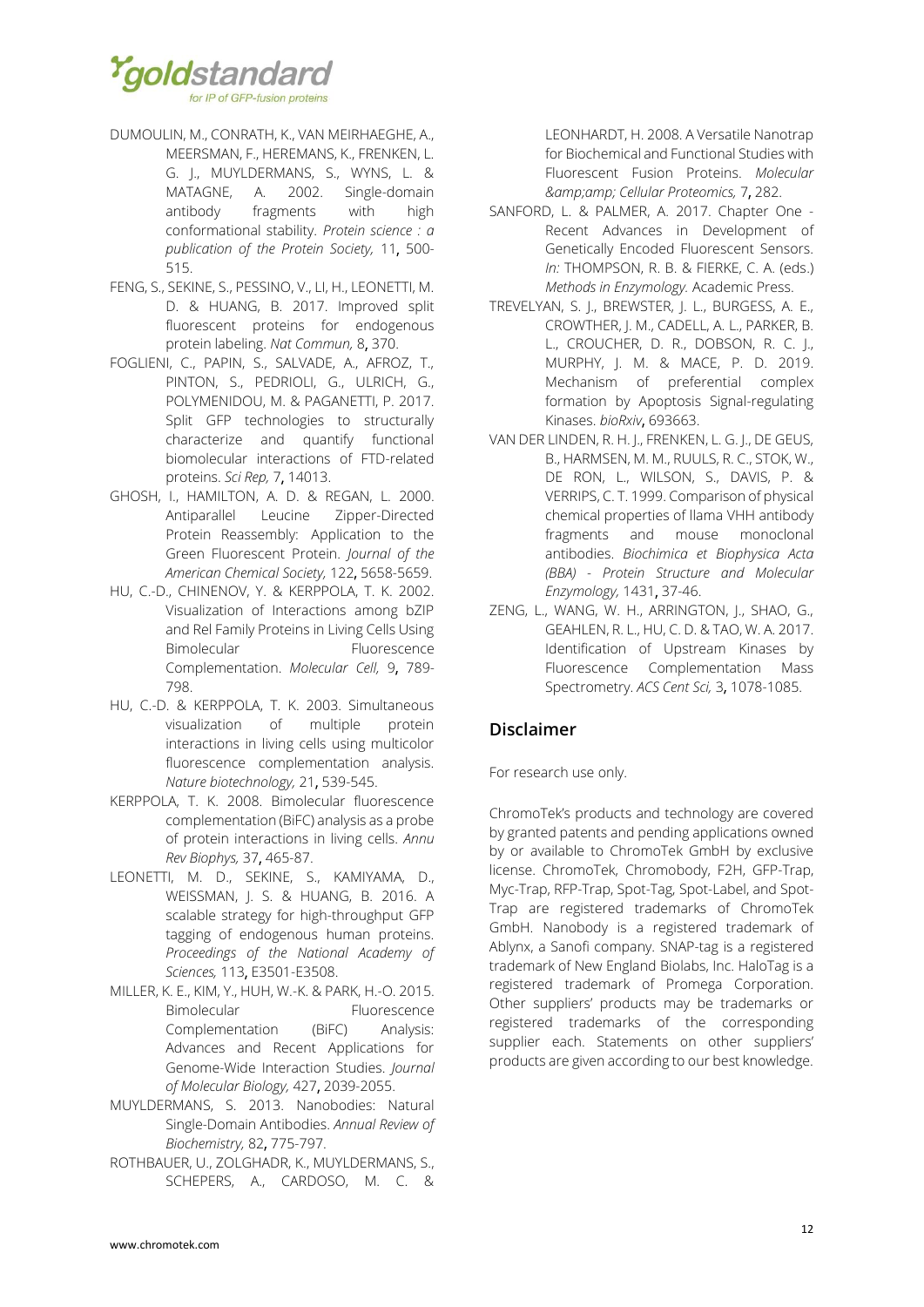DUMOULIN, M., CONRATH, K., VAN MEIRHAEGHE, A., MEERSMAN, F., HEREMANS, K., FRENKEN, L. G. J., MUYLDERMANS, S., WYNS, L. & MATAGNE, A. 2002. Single-domain antibody fragments with high conformational stability. *Protein science : a publication of the Protein Society,* 11, 500-515.

FENG, S., SEKINE, S., PESSINO, V., LI, H., LEONETTI, M. D. & HUANG, B. 2017. Improved split fluorescent proteins for endogenous protein labeling. *Nat Commun,* 8, 370.

FOGLIENI, C., PAPIN, S., SALVADE, A., AFROZ, T., PINTON, S., PEDRIOLI, G., ULRICH, G., POLYMENIDOU, M. & PAGANETTI, P. 2017. Split GFP technologies to structurally characterize and quantify functional biomolecular interactions of FTD-related proteins. *Sci Rep,* 7, 14013.

GHOSH, I., HAMILTON, A. D. & REGAN, L. 2000. Antiparallel Leucine Zipper-Directed Protein Reassembly: Application to the Green Fluorescent Protein. *Journal of the American Chemical Society,* 122, 5658-5659.

HU, C.-D., CHINENOV, Y. & KERPPOLA, T. K. 2002. Visualization of Interactions among bZIP and Rel Family Proteins in Living Cells Using Bimolecular Fluorescence Complementation. *Molecular Cell,* 9, 789-798.

HU, C.-D. & KERPPOLA, T. K. 2003. Simultaneous visualization of multiple protein interactions in living cells using multicolor fluorescence complementation analysis. *Nature biotechnology,* 21, 539-545.

KERPPOLA, T. K. 2008. Bimolecular fluorescence complementation (BiFC) analysis as a probe of protein interactions in living cells. *Annu Rev Biophys,* 37, 465-87.

LEONETTI, M. D., SEKINE, S., KAMIYAMA, D., WEISSMAN, J. S. & HUANG, B. 2016. A scalable strategy for high-throughput GFP tagging of endogenous human proteins. *Proceedings of the National Academy of Sciences,* 113, E3501-E3508.

MILLER, K. E., KIM, Y., HUH, W.-K. & PARK, H.-O. 2015. Bimolecular Fluorescence Complementation (BiFC) Analysis: Advances and Recent Applications for Genome-Wide Interaction Studies. *Journal of Molecular Biology,* 427, 2039-2055.

MUYLDERMANS, S. 2013. Nanobodies: Natural Single-Domain Antibodies. *Annual Review of Biochemistry,* 82, 775-797.

ROTHBAUER, U., ZOLGHADR, K., MUYLDERMANS, S., SCHEPERS, A., CARDOSO, M. C. & LEONHARDT, H. 2008. A Versatile Nanotrap for Biochemical and Functional Studies with Fluorescent Fusion Proteins. *Molecular &amp;amp; Cellular Proteomics,* 7, 282.

SANFORD, L. & PALMER, A. 2017. Chapter One - Recent Advances in Development of Genetically Encoded Fluorescent Sensors. *In:* THOMPSON, R. B. & FIERKE, C. A. (eds.) *Methods in Enzymology.* Academic Press.

TREVELYAN, S. J., BREWSTER, J. L., BURGESS, A. E., CROWTHER, J. M., CADELL, A. L., PARKER, B. L., CROUCHER, D. R., DOBSON, R. C. J., MURPHY, J. M. & MACE, P. D. 2019. Mechanism of preferential complex formation by Apoptosis Signal-regulating Kinases. *bioRxiv*, 693663.

VAN DER LINDEN, R. H. J., FRENKEN, L. G. J., DE GEUS, B., HARMSEN, M. M., RUULS, R. C., STOK, W., DE RON, L., WILSON, S., DAVIS, P. & VERRIPS, C. T. 1999. Comparison of physical chemical properties of llama VHH antibody fragments and mouse monoclonal antibodies. *Biochimica et Biophysica Acta (BBA) - Protein Structure and Molecular Enzymology,* 1431, 37-46.

ZENG, L., WANG, W. H., ARRINGTON, J., SHAO, G., GEAHLEN, R. L., HU, C. D. & TAO, W. A. 2017. Identification of Upstream Kinases by Fluorescence Complementation Mass Spectrometry. *ACS Cent Sci,* 3, 1078-1085.

## Disclaimer

For research use only.

ChromoTek's products and technology are covered by granted patents and pending applications owned by or available to ChromoTek GmbH by exclusive license. ChromoTek, Chromobody, F2H, GFP-Trap, Myc-Trap, RFP-Trap, Spot-Tag, Spot-Label, and Spot-Trap are registered trademarks of ChromoTek GmbH. Nanobody is a registered trademark of Ablynx, a Sanofi company. SNAP-tag is a registered trademark of New England Biolabs, Inc. HaloTag is a registered trademark of Promega Corporation. Other suppliers' products may be trademarks or registered trademarks of the corresponding supplier each. Statements on other suppliers' products are given according to our best knowledge.